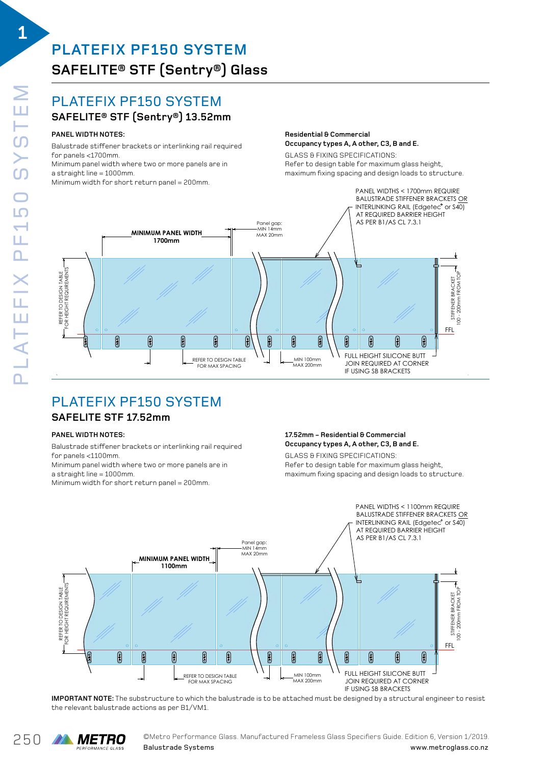# PLATEFIX PF150 SYSTEM

## SAFELITE® STF (Sentry®) Glass

## PLATEFIX PF150 SYSTEM

### SAFELITE® STF (Sentry®) 13.52mm

**PANEL WIDTH NOTES:**

Balustrade stiffener brackets or interlinking rail required for panels <1700mm.
Minimum panel width where two or more panels are in a straight line = 1000mm.
Minimum width for short return panel = 200mm.

**Residential & Commercial**
**Occupancy types A, A other, C3, B and E.**

GLASS & FIXING SPECIFICATIONS:
Refer to design table for maximum glass height, maximum fixing spacing and design loads to structure.

PANEL WIDTHS < 1700mm REQUIRE BALUSTRADE STIFFENER BRACKETS OR INTERLINKING RAIL (Edgetec° or S40) AT REQUIRED BARRIER HEIGHT AS PER B1/AS CL 7.3.1

MINIMUM PANEL WIDTH 1700mm

Panel gap: MIN 14mm MAX 20mm

REFER TO DESIGN TABLE FOR HEIGHT REQUIREMENTS

STIFFENER BRACKET 100 - 200mm FROM TOP

FFL

REFER TO DESIGN TABLE FOR MAX SPACING

MIN 100mm MAX 200mm

FULL HEIGHT SILICONE BUTT JOIN REQUIRED AT CORNER IF USING SB BRACKETS

## PLATEFIX PF150 SYSTEM

### SAFELITE STF 17.52mm

**PANEL WIDTH NOTES:**

Balustrade stiffener brackets or interlinking rail required for panels <1100mm.
Minimum panel width where two or more panels are in a straight line = 1000mm.
Minimum width for short return panel = 200mm.

**17.52mm – Residential & Commercial**
**Occupancy types A, A other, C3, B and E.**

GLASS & FIXING SPECIFICATIONS:
Refer to design table for maximum glass height, maximum fixing spacing and design loads to structure.

PANEL WIDTHS < 1100mm REQUIRE BALUSTRADE STIFFENER BRACKETS OR INTERLINKING RAIL (Edgetec° or S40) AT REQUIRED BARRIER HEIGHT AS PER B1/AS CL 7.3.1

MINIMUM PANEL WIDTH 1100mm

Panel gap: MIN 14mm MAX 20mm

REFER TO DESIGN TABLE FOR HEIGHT REQUIREMENTS

STIFFENER BRACKET 100 - 200mm FROM TOP

FFL

REFER TO DESIGN TABLE FOR MAX SPACING

MIN 100mm MAX 200mm

FULL HEIGHT SILICONE BUTT JOIN REQUIRED AT CORNER IF USING SB BRACKETS

**IMPORTANT NOTE:** The substructure to which the balustrade is to be attached must be designed by a structural engineer to resist the relevant balustrade actions as per B1/VM1.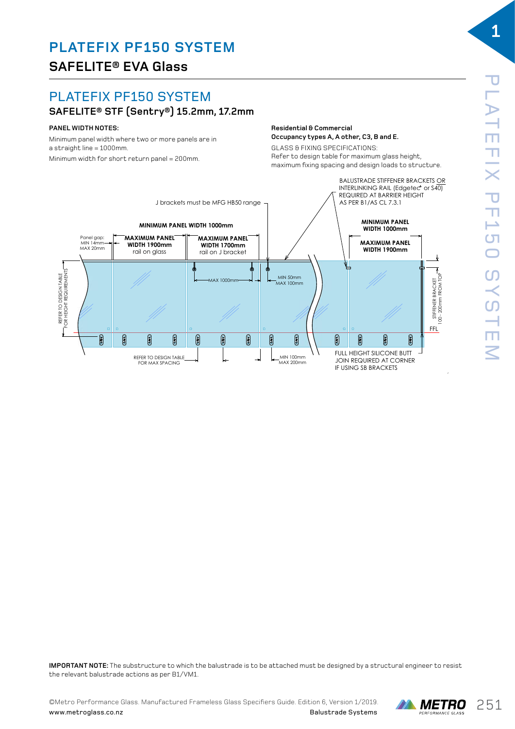# PLATEFIX PF150 SYSTEM

## SAFELITE® EVA Glass

# PLATEFIX PF150 SYSTEM

### SAFELITE® STF (Sentry®) 15.2mm, 17.2mm

**PANEL WIDTH NOTES:**

Minimum panel width where two or more panels are in a straight line = 1000mm.

Minimum width for short return panel = 200mm.

**Residential & Commercial**
**Occupancy types A, A other, C3, B and E.**

GLASS & FIXING SPECIFICATIONS:
Refer to design table for maximum glass height, maximum fixing spacing and design loads to structure.

BALUSTRADE STIFFENER BRACKETS OR INTERLINKING RAIL (Edgetec® or S40) REQUIRED AT BARRIER HEIGHT AS PER B1/AS CL 7.3.1

J brackets must be MFG HB50 range

**MINIMUM PANEL WIDTH 1000mm**

Panel gap: MIN 14mm MAX 20mm

**MAXIMUM PANEL WIDTH 1900mm** rail on glass

**MAXIMUM PANEL WIDTH 1700mm** rail on J bracket

**MINIMUM PANEL WIDTH 1000mm**

**MAXIMUM PANEL WIDTH 1900mm**

MAX 1000mm

MIN 50mm MAX 100mm

REFER TO DESIGN TABLE FOR HEIGHT REQUIREMENTS

STIFFENER BRACKET 100 - 200mm FROM TOP

FFL

REFER TO DESIGN TABLE FOR MAX SPACING

MIN 100mm MAX 200mm

FULL HEIGHT SILICONE BUTT JOIN REQUIRED AT CORNER IF USING SB BRACKETS

**IMPORTANT NOTE:** The substructure to which the balustrade is to be attached must be designed by a structural engineer to resist the relevant balustrade actions as per B1/VM1.

©Metro Performance Glass. Manufactured Frameless Glass Specifiers Guide. Edition 6, Version 1/2019.
www.metroglass.co.nz Balustrade Systems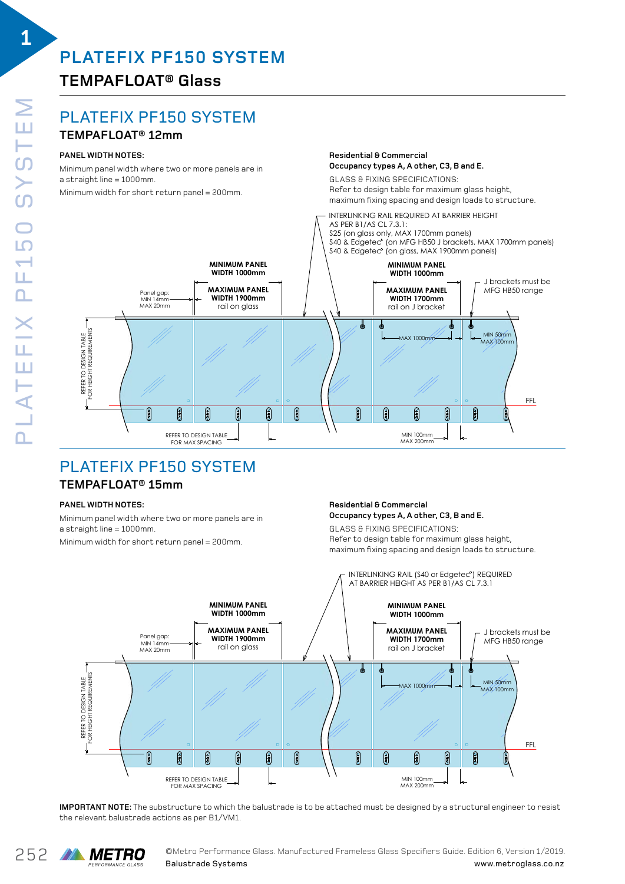# PLATEFIX PF150 SYSTEM

## TEMPAFLOAT® Glass

## PLATEFIX PF150 SYSTEM

### TEMPAFLOAT® 12mm

**PANEL WIDTH NOTES:**

Minimum panel width where two or more panels are in a straight line = 1000mm.

Minimum width for short return panel = 200mm.

**Residential & Commercial**
**Occupancy types A, A other, C3, B and E.**

GLASS & FIXING SPECIFICATIONS:
Refer to design table for maximum glass height, maximum fixing spacing and design loads to structure.

INTERLINKING RAIL REQUIRED AT BARRIER HEIGHT AS PER B1/AS CL 7.3.1:
S25 (on glass only, MAX 1700mm panels)
S40 & Edgetec® (on MFG HB50 J brackets, MAX 1700mm panels)
S40 & Edgetec® (on glass, MAX 1900mm panels)

**MINIMUM PANEL WIDTH 1000mm**

**MAXIMUM PANEL WIDTH 1900mm** rail on glass

**MINIMUM PANEL WIDTH 1000mm**

**MAXIMUM PANEL WIDTH 1700mm** rail on J bracket

J brackets must be MFG HB50 range

Panel gap: MIN 14mm MAX 20mm

MAX 1000mm

MIN 50mm MAX 100mm

FFL

REFER TO DESIGN TABLE FOR HEIGHT REQUIREMENTS

REFER TO DESIGN TABLE FOR MAX SPACING

MIN 100mm MAX 200mm

## PLATEFIX PF150 SYSTEM

### TEMPAFLOAT® 15mm

**PANEL WIDTH NOTES:**

Minimum panel width where two or more panels are in a straight line = 1000mm.

Minimum width for short return panel = 200mm.

**Residential & Commercial**
**Occupancy types A, A other, C3, B and E.**

GLASS & FIXING SPECIFICATIONS:
Refer to design table for maximum glass height, maximum fixing spacing and design loads to structure.

INTERLINKING RAIL (S40 or Edgetec®) REQUIRED AT BARRIER HEIGHT AS PER B1/AS CL 7.3.1

**MINIMUM PANEL WIDTH 1000mm**

**MAXIMUM PANEL WIDTH 1900mm** rail on glass

**MINIMUM PANEL WIDTH 1000mm**

**MAXIMUM PANEL WIDTH 1700mm** rail on J bracket

J brackets must be MFG HB50 range

Panel gap: MIN 14mm MAX 20mm

MAX 1000mm

MIN 50mm MAX 100mm

FFL

REFER TO DESIGN TABLE FOR HEIGHT REQUIREMENTS

REFER TO DESIGN TABLE FOR MAX SPACING

MIN 100mm MAX 200mm

**IMPORTANT NOTE:** The substructure to which the balustrade is to be attached must be designed by a structural engineer to resist the relevant balustrade actions as per B1/VM1.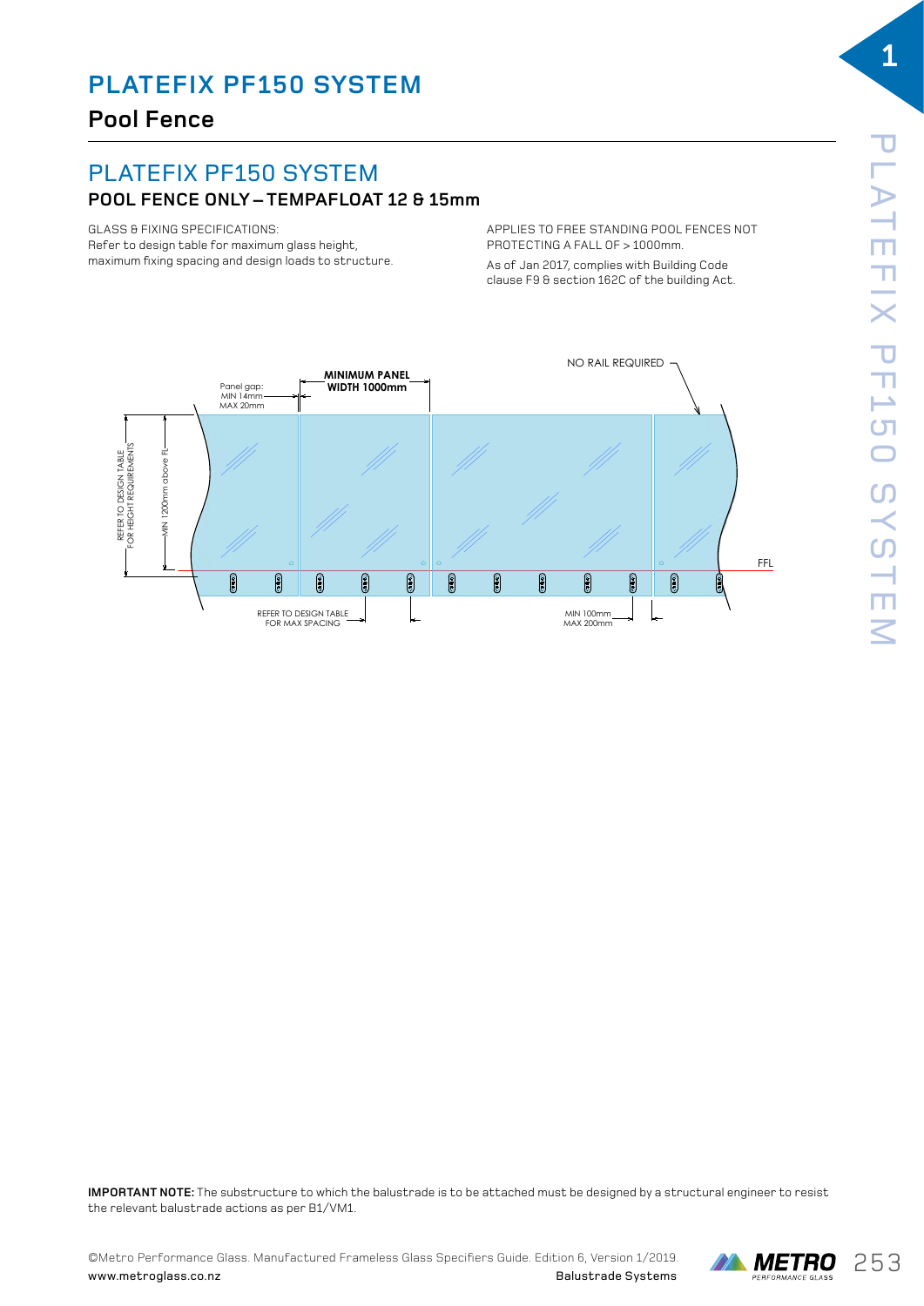# PLATEFIX PF150 SYSTEM

## Pool Fence

## PLATEFIX PF150 SYSTEM

### POOL FENCE ONLY – TEMPAFLOAT 12 & 15mm

GLASS & FIXING SPECIFICATIONS:
Refer to design table for maximum glass height, maximum fixing spacing and design loads to structure.

APPLIES TO FREE STANDING POOL FENCES NOT PROTECTING A FALL OF > 1000mm.

As of Jan 2017, complies with Building Code clause F9 & section 162C of the building Act.

NO RAIL REQUIRED

Panel gap:
MIN 14mm
MAX 20mm

**MINIMUM PANEL WIDTH 1000mm**

REFER TO DESIGN TABLE FOR HEIGHT REQUIREMENTS

MIN 1200mm above FL

FFL

REFER TO DESIGN TABLE FOR MAX SPACING

MIN 100mm
MAX 200mm

**IMPORTANT NOTE:** The substructure to which the balustrade is to be attached must be designed by a structural engineer to resist the relevant balustrade actions as per B1/VM1.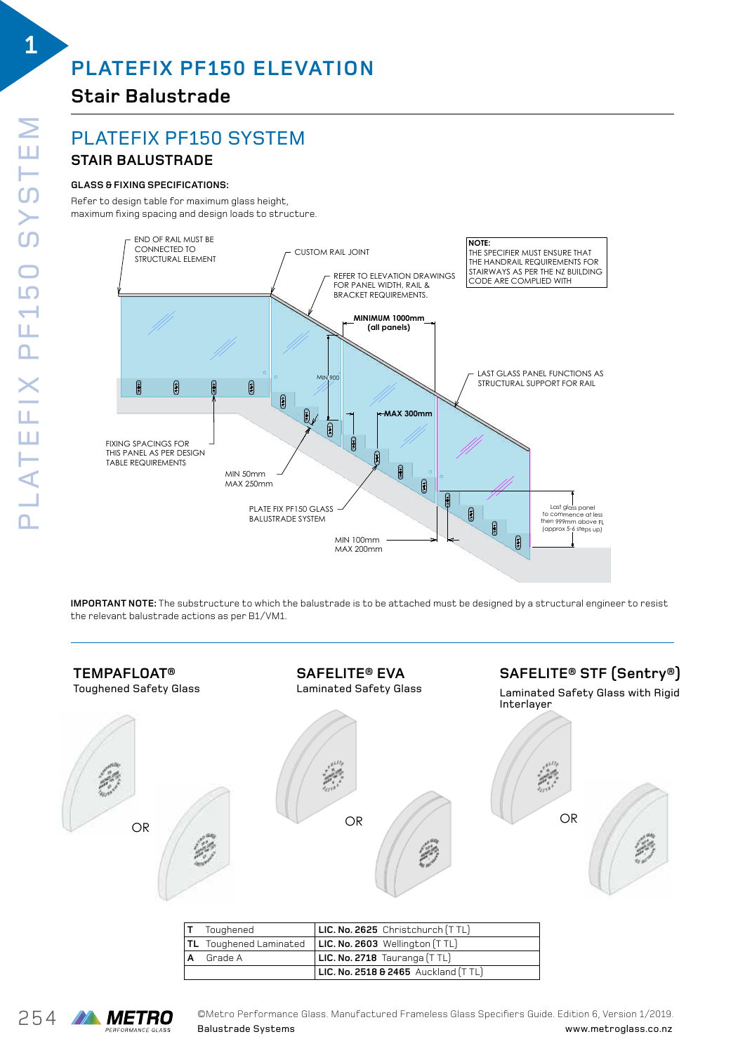# PLATEFIX PF150 ELEVATION

## Stair Balustrade

## PLATEFIX PF150 SYSTEM

### STAIR BALUSTRADE

**GLASS & FIXING SPECIFICATIONS:**

Refer to design table for maximum glass height, maximum fixing spacing and design loads to structure.

END OF RAIL MUST BE CONNECTED TO STRUCTURAL ELEMENT

CUSTOM RAIL JOINT

REFER TO ELEVATION DRAWINGS FOR PANEL WIDTH, RAIL & BRACKET REQUIREMENTS.

**NOTE:** THE SPECIFIER MUST ENSURE THAT THE HANDRAIL REQUIREMENTS FOR STAIRWAYS AS PER THE NZ BUILDING CODE ARE COMPLIED WITH

**MINIMUM 1000mm (all panels)**

MIN 900

LAST GLASS PANEL FUNCTIONS AS STRUCTURAL SUPPORT FOR RAIL

**MAX 300mm**

FIXING SPACINGS FOR THIS PANEL AS PER DESIGN TABLE REQUIREMENTS

MIN 50mm
MAX 250mm

PLATE FIX PF150 GLASS BALUSTRADE SYSTEM

Last glass panel to commence at less then 999mm above FL (approx 5-6 steps up)

MIN 100mm
MAX 200mm

**IMPORTANT NOTE:** The substructure to which the balustrade is to be attached must be designed by a structural engineer to resist the relevant balustrade actions as per B1/VM1.

---

**TEMPAFLOAT®**
Toughened Safety Glass

OR

**SAFELITE® EVA**
Laminated Safety Glass

OR

**SAFELITE® STF (Sentry®)**
Laminated Safety Glass with Rigid Interlayer

OR

| | | |
|---|---|---|
| T | Toughened | **LIC. No. 2625** Christchurch (T TL) |
| TL | Toughened Laminated | **LIC. No. 2603** Wellington (T TL) |
| A | Grade A | **LIC. No. 2718** Tauranga (T TL) |
| | | **LIC. No. 2518 & 2465** Auckland (T TL) |

©Metro Performance Glass. Manufactured Frameless Glass Specifiers Guide. Edition 6, Version 1/2019.
Balustrade Systems
www.metroglass.co.nz